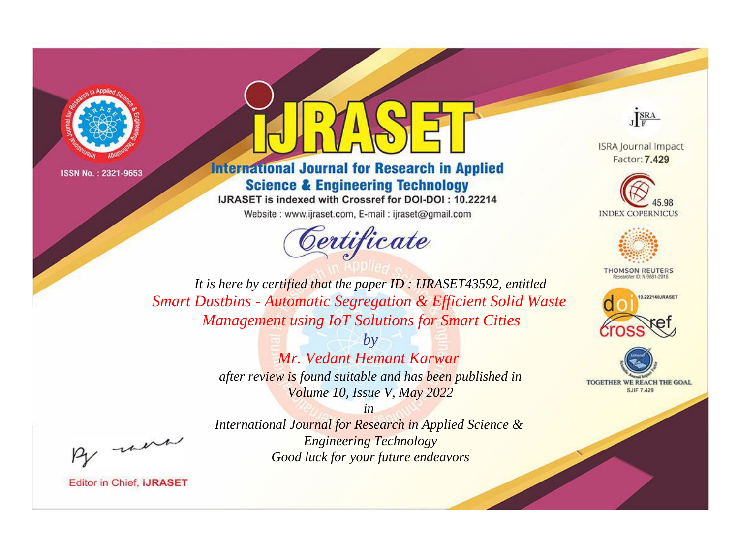ISSN No. : 2321-9653

# IJRASET

## International Journal for Research in Applied Science & Engineering Technology

IJRASET is indexed with Crossref for DOI-DOI : 10.22214

Website : www.ijraset.com, E-mail : ijraset@gmail.com

ISRA Journal Impact Factor: **7.429**

45.98 INDEX COPERNICUS

THOMSON REUTERS Researcher ID: N-9681-2016

10.22214/IJRASET

TOGETHER WE REACH THE GOAL SJIF 7.429

# *Certificate*

*It is here by certified that the paper ID : IJRASET43592, entitled*

*Smart Dustbins - Automatic Segregation & Efficient Solid Waste Management using IoT Solutions for Smart Cities*

*by*

*Mr. Vedant Hemant Karwar*

*after review is found suitable and has been published in*

*Volume 10, Issue V, May 2022*

*in*

*International Journal for Research in Applied Science & Engineering Technology*

*Good luck for your future endeavors*

Editor in Chief, **iJRASET**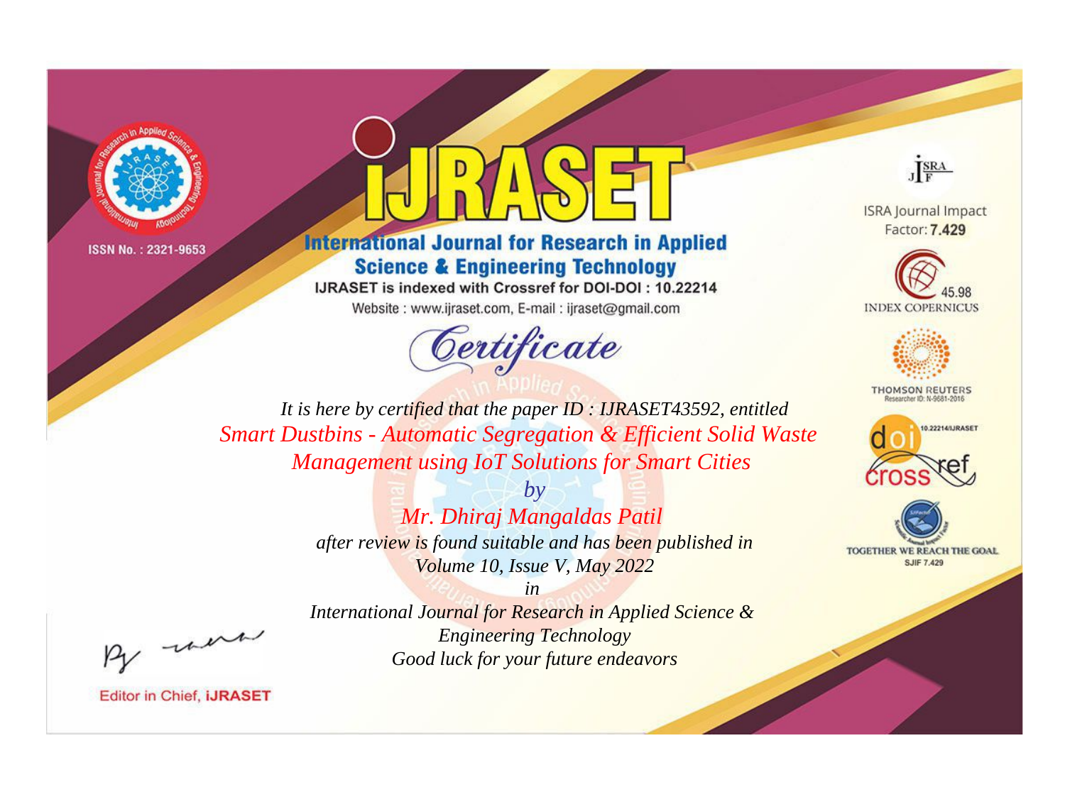ISSN No. : 2321-9653

# iJRASET

## International Journal for Research in Applied Science & Engineering Technology

IJRASET is indexed with Crossref for DOI-DOI : 10.22214

Website : www.ijraset.com, E-mail : ijraset@gmail.com

ISRA Journal Impact Factor: **7.429**

45.98 INDEX COPERNICUS

THOMSON REUTERS Researcher ID: N-9681-2016

10.22214/IJRASET

TOGETHER WE REACH THE GOAL SJIF 7.429

## *Certificate*

*It is here by certified that the paper ID : IJRASET43592, entitled*

*Smart Dustbins - Automatic Segregation & Efficient Solid Waste Management using IoT Solutions for Smart Cities*

*by*

*Mr. Dhiraj Mangaldas Patil*

*after review is found suitable and has been published in*

*Volume 10, Issue V, May 2022*

*in*

*International Journal for Research in Applied Science & Engineering Technology*

*Good luck for your future endeavors*

Editor in Chief, **iJRASET**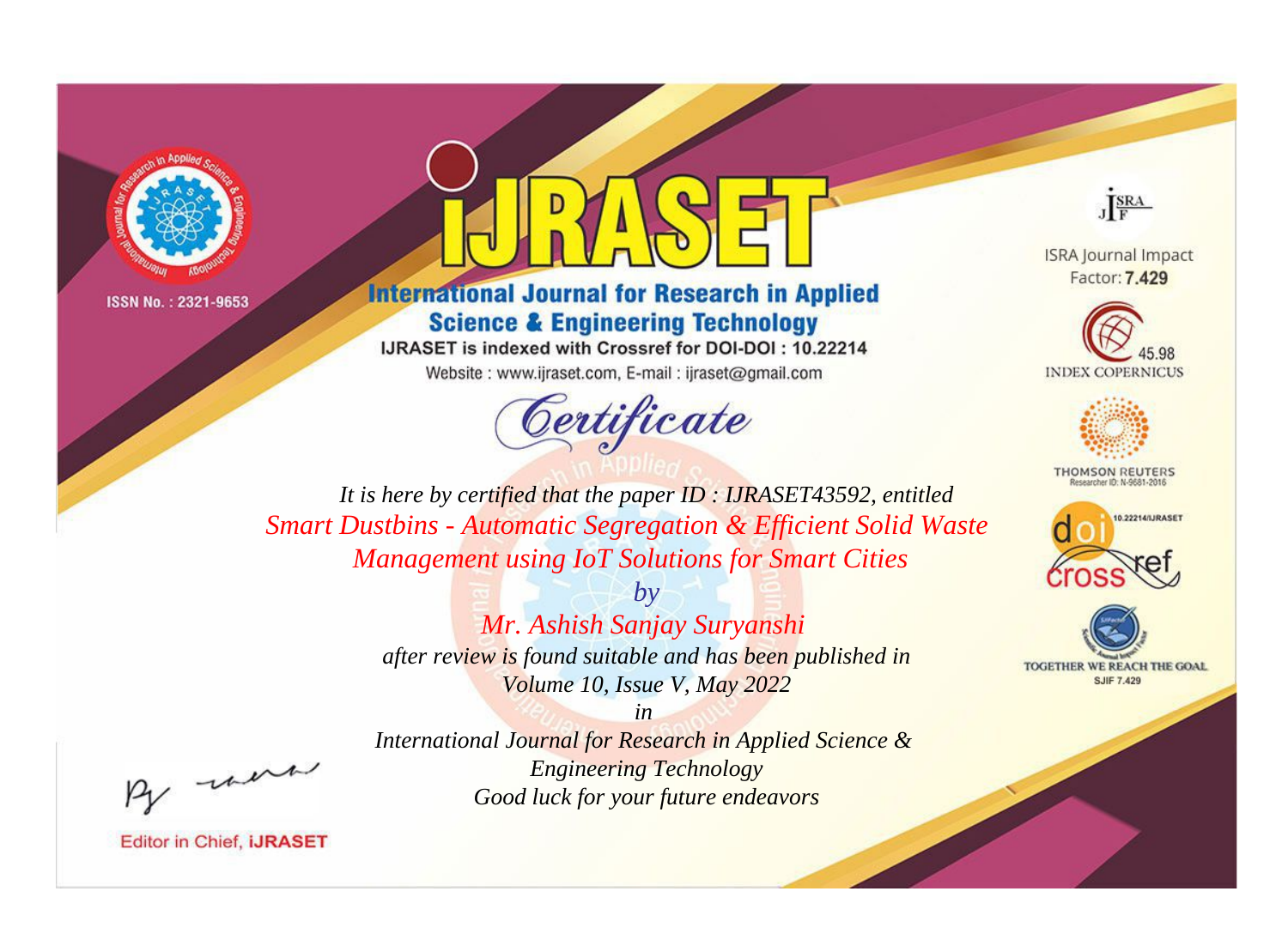ISSN No. : 2321-9653

# International Journal for Research in Applied Science & Engineering Technology

IJRASET is indexed with Crossref for DOI-DOI : 10.22214

Website : www.ijraset.com, E-mail : ijraset@gmail.com

## Certificate

*It is here by certified that the paper ID : IJRASET43592, entitled*

*Smart Dustbins - Automatic Segregation & Efficient Solid Waste Management using IoT Solutions for Smart Cities*

*by*

*Mr. Ashish Sanjay Suryanshi*

*after review is found suitable and has been published in*

*Volume 10, Issue V, May 2022*

*in*

*International Journal for Research in Applied Science & Engineering Technology*

*Good luck for your future endeavors*

ISRA Journal Impact Factor: **7.429**

45.98 INDEX COPERNICUS

THOMSON REUTERS Researcher ID: N-9681-2016

10.22214/IJRASET

TOGETHER WE REACH THE GOAL SJIF 7.429

Editor in Chief, **iJRASET**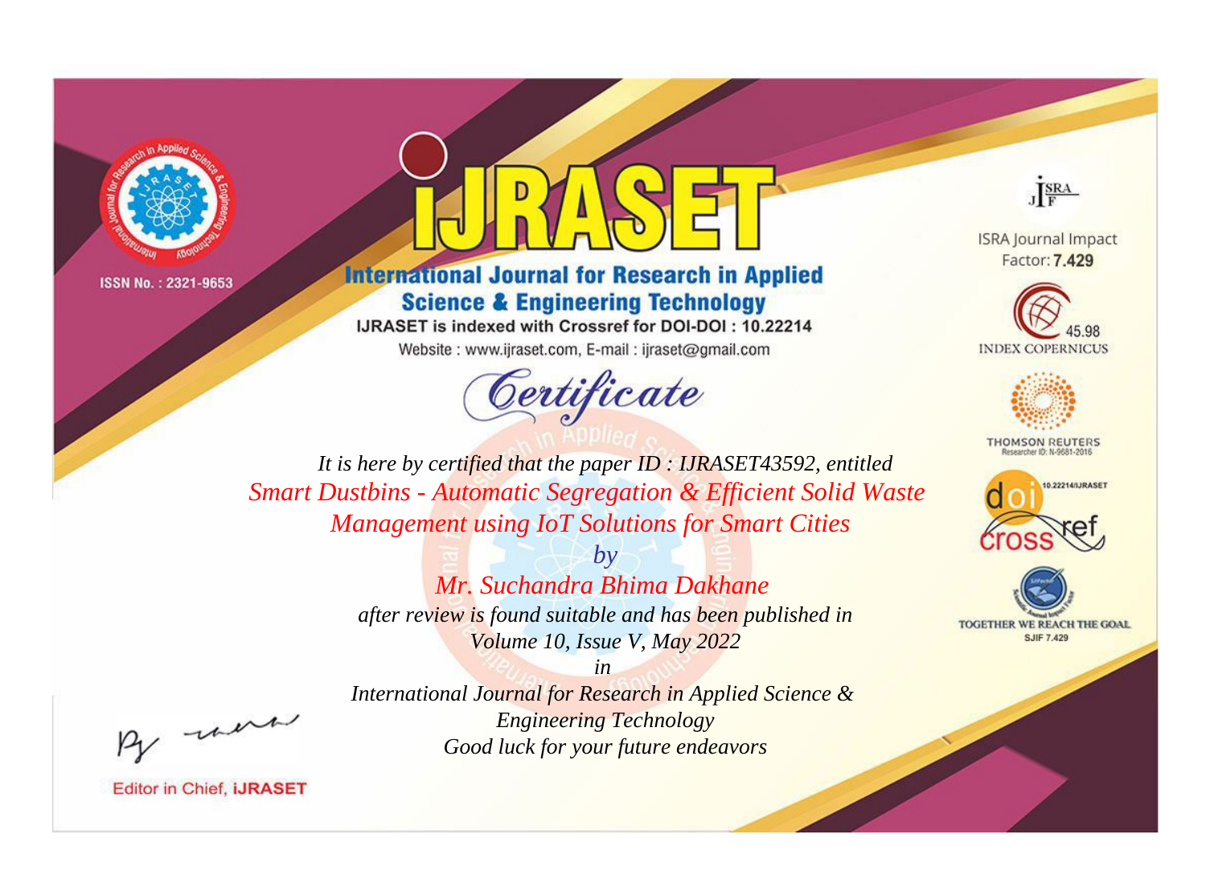ISSN No. : 2321-9653

# iJRASET

## International Journal for Research in Applied Science & Engineering Technology

IJRASET is indexed with Crossref for DOI-DOI : 10.22214

Website : www.ijraset.com, E-mail : ijraset@gmail.com

ISRA Journal Impact Factor: **7.429**

45.98 INDEX COPERNICUS

THOMSON REUTERS Researcher ID: N-9681-2016

10.22214/IJRASET

TOGETHER WE REACH THE GOAL SJIF 7.429

# *Certificate*

*It is here by certified that the paper ID : IJRASET43592, entitled*

*Smart Dustbins - Automatic Segregation & Efficient Solid Waste Management using IoT Solutions for Smart Cities*

*by*

*Mr. Suchandra Bhima Dakhane*

*after review is found suitable and has been published in*

*Volume 10, Issue V, May 2022*

*in*

*International Journal for Research in Applied Science & Engineering Technology*

*Good luck for your future endeavors*

Editor in Chief, **iJRASET**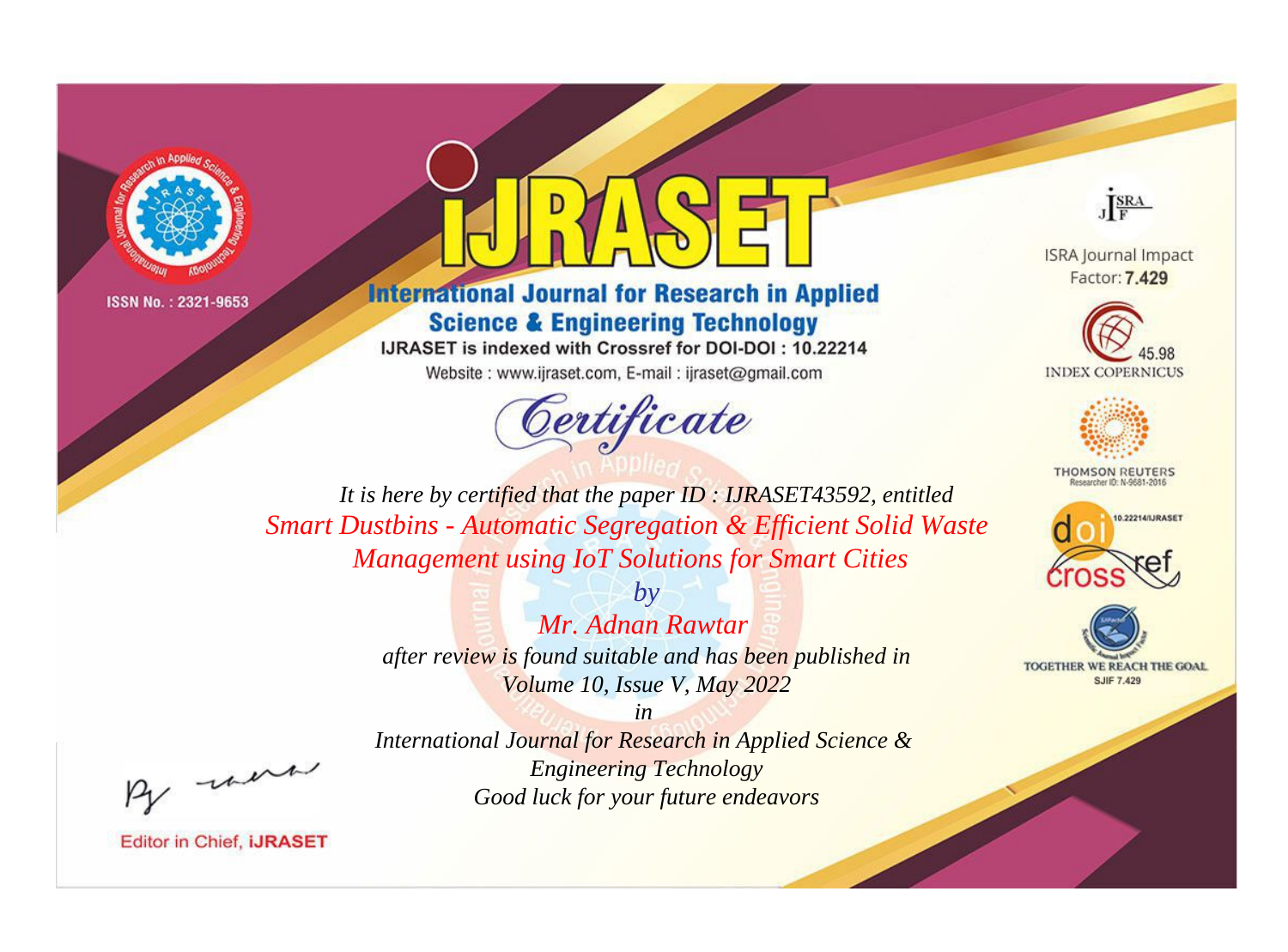ISSN No. : 2321-9653

# iJRASET

## International Journal for Research in Applied Science & Engineering Technology

IJRASET is indexed with Crossref for DOI-DOI : 10.22214

Website : www.ijraset.com, E-mail : ijraset@gmail.com

ISRA Journal Impact Factor: **7.429**

45.98 INDEX COPERNICUS

THOMSON REUTERS Researcher ID: N-9681-2016

10.22214/IJRASET

TOGETHER WE REACH THE GOAL SJIF 7.429

*Certificate*

*It is here by certified that the paper ID : IJRASET43592, entitled*

*Smart Dustbins - Automatic Segregation & Efficient Solid Waste Management using IoT Solutions for Smart Cities*

*by*

*Mr. Adnan Rawtar*

*after review is found suitable and has been published in*

*Volume 10, Issue V, May 2022*

*in*

*International Journal for Research in Applied Science & Engineering Technology*

*Good luck for your future endeavors*

Editor in Chief, iJRASET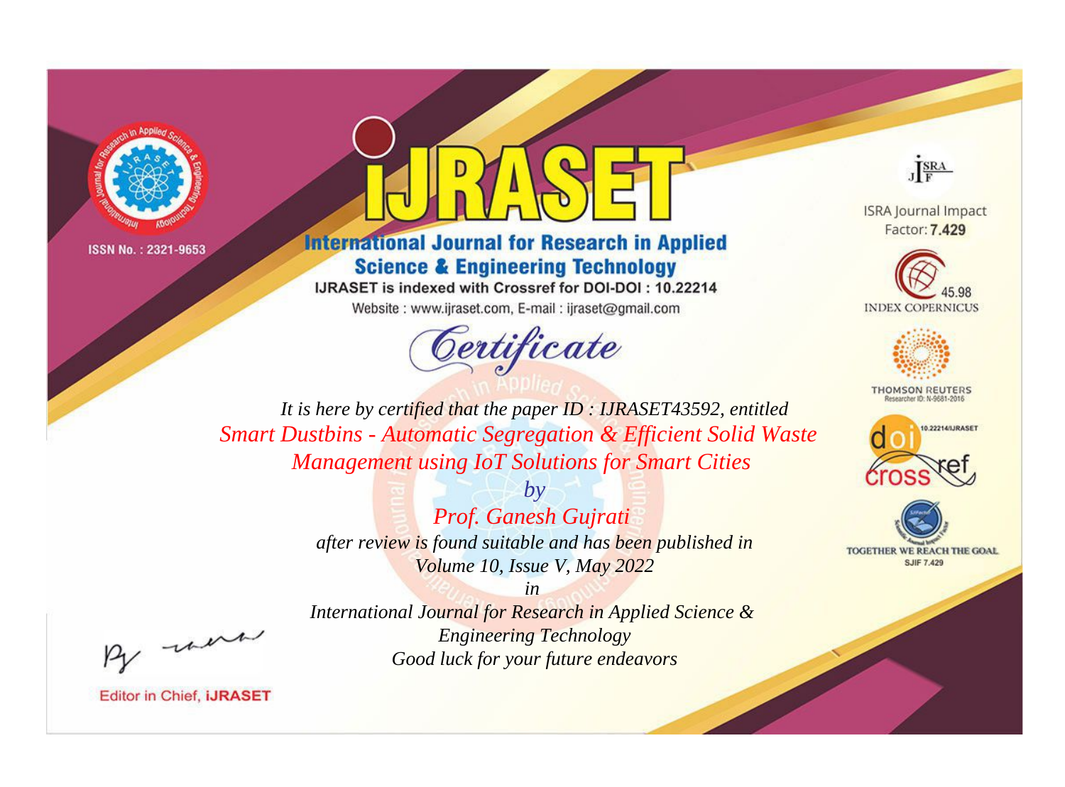ISSN No. : 2321-9653

# International Journal for Research in Applied Science & Engineering Technology

IJRASET is indexed with Crossref for DOI-DOI : 10.22214

Website : www.ijraset.com, E-mail : ijraset@gmail.com

## Certificate

*It is here by certified that the paper ID : IJRASET43592, entitled*

*Smart Dustbins - Automatic Segregation & Efficient Solid Waste Management using IoT Solutions for Smart Cities*

*by*

*Prof. Ganesh Gujrati*

*after review is found suitable and has been published in*

*Volume 10, Issue V, May 2022*

*in*

*International Journal for Research in Applied Science & Engineering Technology*

*Good luck for your future endeavors*

ISRA Journal Impact Factor: **7.429**

45.98 INDEX COPERNICUS

THOMSON REUTERS Researcher ID: N-9681-2016

10.22214/IJRASET

TOGETHER WE REACH THE GOAL SJIF 7.429

Editor in Chief, **iJRASET**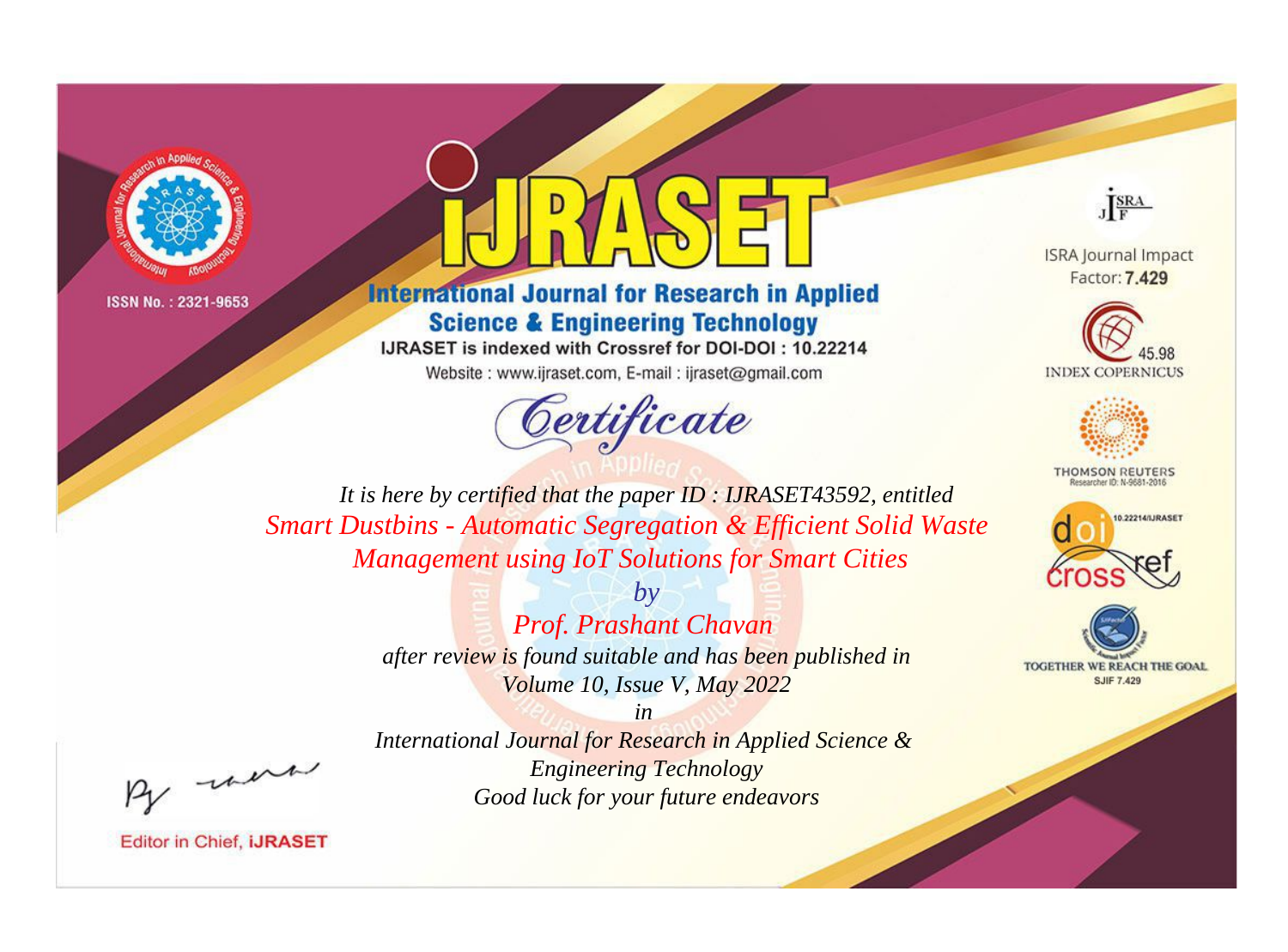ISSN No. : 2321-9653

# iJRASET

## International Journal for Research in Applied Science & Engineering Technology

IJRASET is indexed with Crossref for DOI-DOI : 10.22214

Website : www.ijraset.com, E-mail : ijraset@gmail.com

ISRA Journal Impact Factor: **7.429**

45.98 INDEX COPERNICUS

THOMSON REUTERS Researcher ID: N-9681-2016

10.22214/IJRASET

TOGETHER WE REACH THE GOAL SJIF 7.429

# *Certificate*

*It is here by certified that the paper ID : IJRASET43592, entitled*

*Smart Dustbins - Automatic Segregation & Efficient Solid Waste Management using IoT Solutions for Smart Cities*

*by*

*Prof. Prashant Chavan*

*after review is found suitable and has been published in*

*Volume 10, Issue V, May 2022*

*in*

*International Journal for Research in Applied Science & Engineering Technology*

*Good luck for your future endeavors*

Editor in Chief, **iJRASET**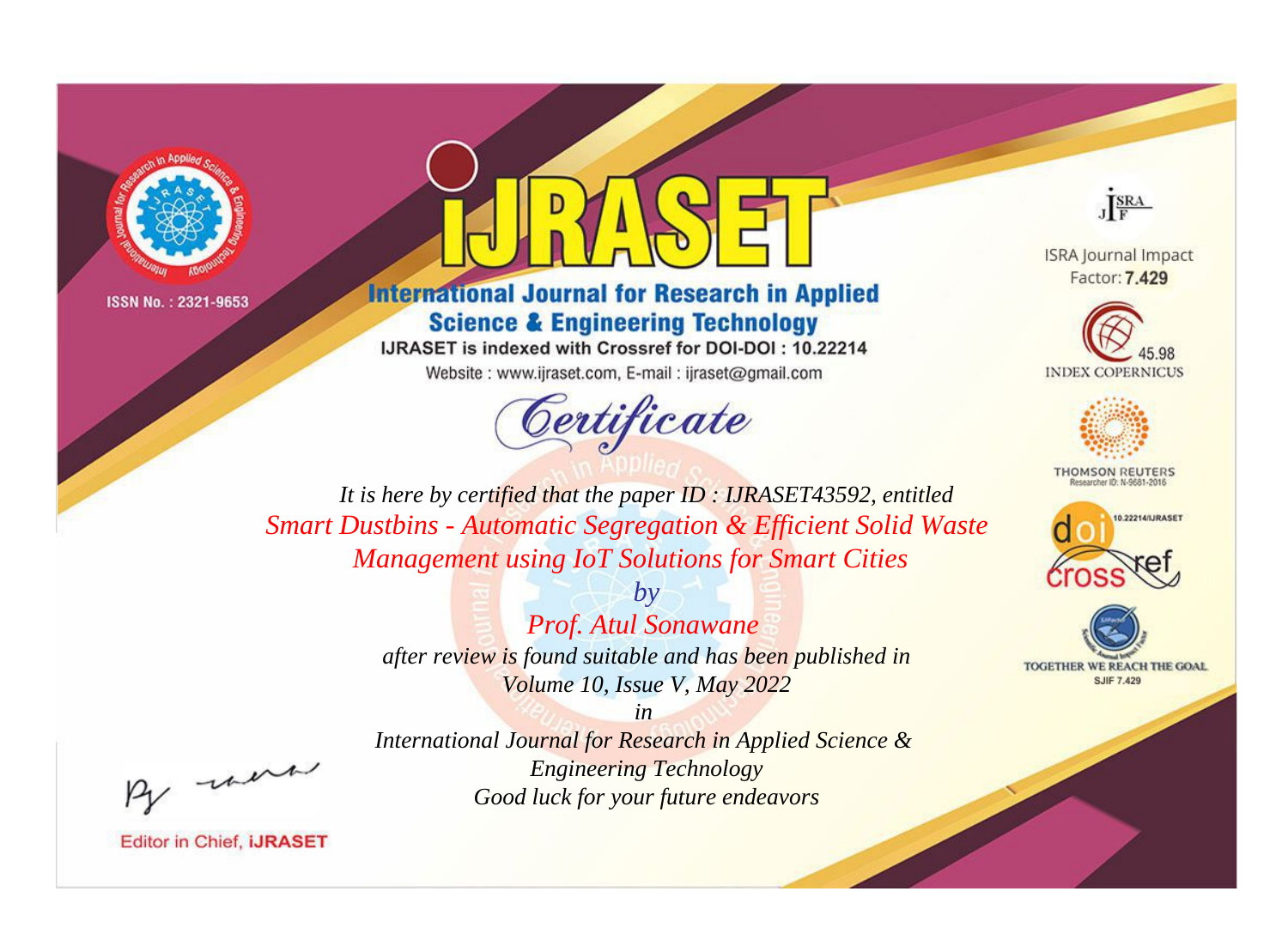ISSN No. : 2321-9653

# IJRASET

## International Journal for Research in Applied Science & Engineering Technology

IJRASET is indexed with Crossref for DOI-DOI : 10.22214

Website : www.ijraset.com, E-mail : ijraset@gmail.com

# Certificate

*It is here by certified that the paper ID : IJRASET43592, entitled*

*Smart Dustbins - Automatic Segregation & Efficient Solid Waste Management using IoT Solutions for Smart Cities*

*by*

*Prof. Atul Sonawane*

*after review is found suitable and has been published in*

*Volume 10, Issue V, May 2022*

*in*

*International Journal for Research in Applied Science & Engineering Technology*

*Good luck for your future endeavors*

ISRA Journal Impact Factor: **7.429**

45.98 INDEX COPERNICUS

THOMSON REUTERS Researcher ID: N-9681-2016

10.22214/IJRASET

TOGETHER WE REACH THE GOAL SJIF 7.429

Editor in Chief, **iJRASET**